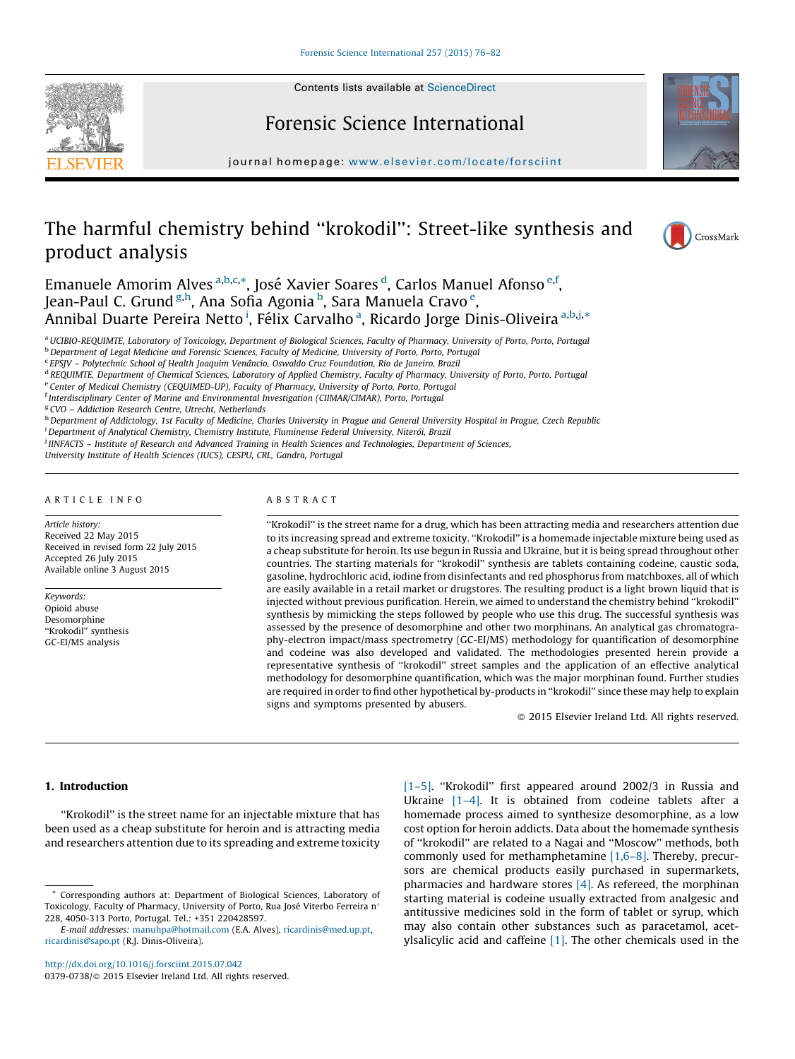Contents lists available at ScienceDirect

# Forensic Science International

journal homepage: www.elsevier.com/locate/forsciint

# The harmful chemistry behind "krokodil": Street-like synthesis and product analysis

Emanuele Amorim Alves [a,b,c,*], José Xavier Soares [d], Carlos Manuel Afonso [e,f], Jean-Paul C. Grund [g,h], Ana Sofia Agonia [b], Sara Manuela Cravo [e], Annibal Duarte Pereira Netto [i], Félix Carvalho [a], Ricardo Jorge Dinis-Oliveira [a,b,j,*]

[a] UCIBIO-REQUIMTE, Laboratory of Toxicology, Department of Biological Sciences, Faculty of Pharmacy, University of Porto, Porto, Portugal
[b] Department of Legal Medicine and Forensic Sciences, Faculty of Medicine, University of Porto, Porto, Portugal
[c] EPSJV – Polytechnic School of Health Joaquim Venâncio, Oswaldo Cruz Foundation, Rio de Janeiro, Brazil
[d] REQUIMTE, Department of Chemical Sciences, Laboratory of Applied Chemistry, Faculty of Pharmacy, University of Porto, Porto, Portugal
[e] Center of Medical Chemistry (CEQUIMED-UP), Faculty of Pharmacy, University of Porto, Porto, Portugal
[f] Interdisciplinary Center of Marine and Environmental Investigation (CIIMAR/CIMAR), Porto, Portugal
[g] CVO – Addiction Research Centre, Utrecht, Netherlands
[h] Department of Addictology, 1st Faculty of Medicine, Charles University in Prague and General University Hospital in Prague, Czech Republic
[i] Department of Analytical Chemistry, Chemistry Institute, Fluminense Federal University, Niterói, Brazil
[j] IINFACTS – Institute of Research and Advanced Training in Health Sciences and Technologies, Department of Sciences, University Institute of Health Sciences (IUCS), CESPU, CRL, Gandra, Portugal

## ARTICLE INFO

*Article history:*
Received 22 May 2015
Received in revised form 22 July 2015
Accepted 26 July 2015
Available online 3 August 2015

*Keywords:*
Opioid abuse
Desomorphine
"Krokodil" synthesis
GC-EI/MS analysis

## ABSTRACT

"Krokodil" is the street name for a drug, which has been attracting media and researchers attention due to its increasing spread and extreme toxicity. "Krokodil" is a homemade injectable mixture being used as a cheap substitute for heroin. Its use begun in Russia and Ukraine, but it is being spread throughout other countries. The starting materials for "krokodil" synthesis are tablets containing codeine, caustic soda, gasoline, hydrochloric acid, iodine from disinfectants and red phosphorus from matchboxes, all of which are easily available in a retail market or drugstores. The resulting product is a light brown liquid that is injected without previous purification. Herein, we aimed to understand the chemistry behind "krokodil" synthesis by mimicking the steps followed by people who use this drug. The successful synthesis was assessed by the presence of desomorphine and other two morphinans. An analytical gas chromatography-electron impact/mass spectrometry (GC-EI/MS) methodology for quantification of desomorphine and codeine was also developed and validated. The methodologies presented herein provide a representative synthesis of "krokodil" street samples and the application of an effective analytical methodology for desomorphine quantification, which was the major morphinan found. Further studies are required in order to find other hypothetical by-products in "krokodil" since these may help to explain signs and symptoms presented by abusers.

© 2015 Elsevier Ireland Ltd. All rights reserved.

## 1. Introduction

"Krokodil" is the street name for an injectable mixture that has been used as a cheap substitute for heroin and is attracting media and researchers attention due to its spreading and extreme toxicity [1–5]. "Krokodil" first appeared around 2002/3 in Russia and Ukraine [1–4]. It is obtained from codeine tablets after a homemade process aimed to synthesize desomorphine, as a low cost option for heroin addicts. Data about the homemade synthesis of "krokodil" are related to a Nagai and "Moscow" methods, both commonly used for methamphetamine [1,6–8]. Thereby, precursors are chemical products easily purchased in supermarkets, pharmacies and hardware stores [4]. As refereed, the morphinan starting material is codeine usually extracted from analgesic and antitussive medicines sold in the form of tablet or syrup, which may also contain other substances such as paracetamol, acetylsalicylic acid and caffeine [1]. The other chemicals used in the

* Corresponding authors at: Department of Biological Sciences, Laboratory of Toxicology, Faculty of Pharmacy, University of Porto, Rua José Viterbo Ferreira n° 228, 4050-313 Porto, Portugal. Tel.: +351 220428597.
E-mail addresses: manuhpa@hotmail.com (E.A. Alves), ricardinis@med.up.pt, ricardinis@sapo.pt (R.J. Dinis-Oliveira).

http://dx.doi.org/10.1016/j.forsciint.2015.07.042
0379-0738/© 2015 Elsevier Ireland Ltd. All rights reserved.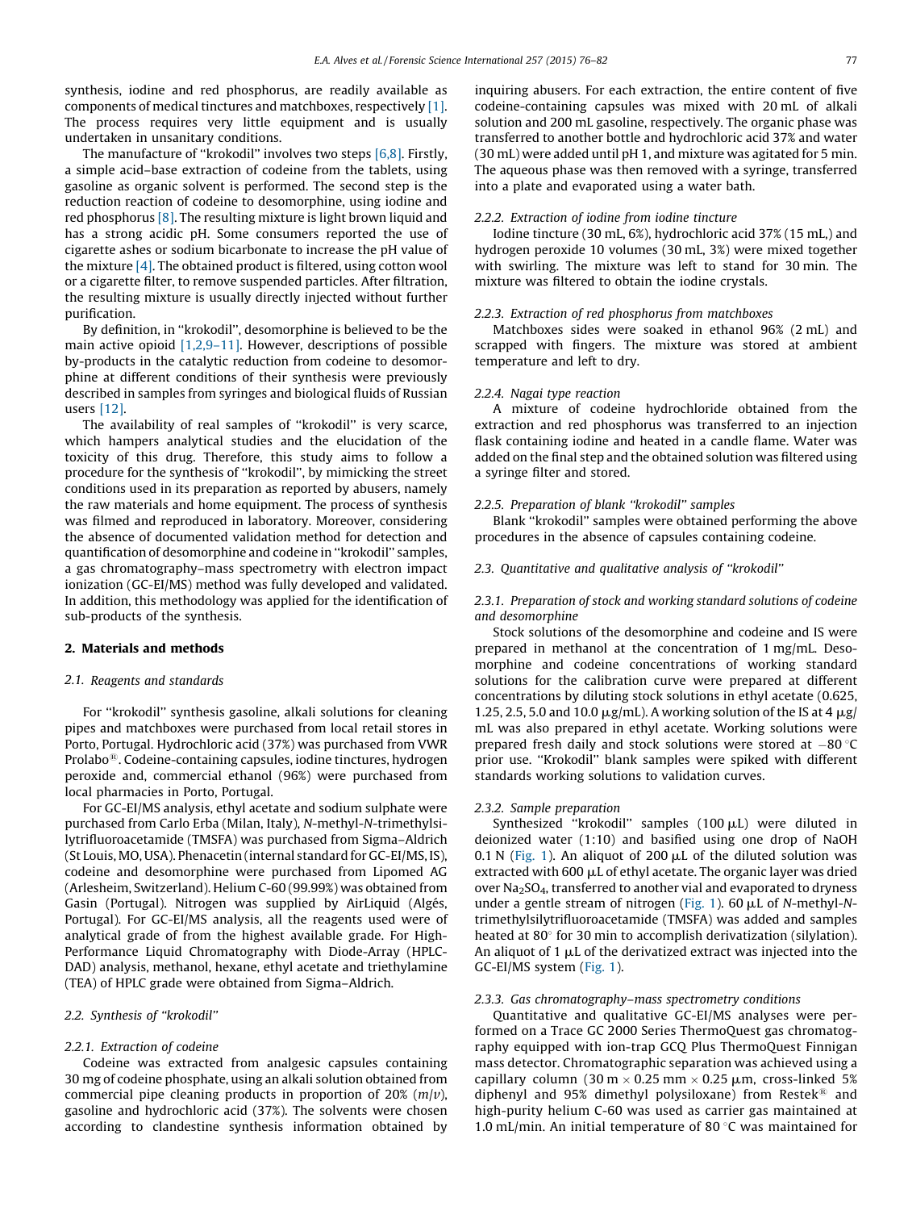synthesis, iodine and red phosphorus, are readily available as components of medical tinctures and matchboxes, respectively [1]. The process requires very little equipment and is usually undertaken in unsanitary conditions.

The manufacture of ''krokodil'' involves two steps [6,8]. Firstly, a simple acid–base extraction of codeine from the tablets, using gasoline as organic solvent is performed. The second step is the reduction reaction of codeine to desomorphine, using iodine and red phosphorus [8]. The resulting mixture is light brown liquid and has a strong acidic pH. Some consumers reported the use of cigarette ashes or sodium bicarbonate to increase the pH value of the mixture [4]. The obtained product is filtered, using cotton wool or a cigarette filter, to remove suspended particles. After filtration, the resulting mixture is usually directly injected without further purification.

By definition, in ''krokodil'', desomorphine is believed to be the main active opioid [1,2,9–11]. However, descriptions of possible by-products in the catalytic reduction from codeine to desomorphine at different conditions of their synthesis were previously described in samples from syringes and biological fluids of Russian users [12].

The availability of real samples of ''krokodil'' is very scarce, which hampers analytical studies and the elucidation of the toxicity of this drug. Therefore, this study aims to follow a procedure for the synthesis of ''krokodil'', by mimicking the street conditions used in its preparation as reported by abusers, namely the raw materials and home equipment. The process of synthesis was filmed and reproduced in laboratory. Moreover, considering the absence of documented validation method for detection and quantification of desomorphine and codeine in ''krokodil'' samples, a gas chromatography–mass spectrometry with electron impact ionization (GC-EI/MS) method was fully developed and validated. In addition, this methodology was applied for the identification of sub-products of the synthesis.

## 2. Materials and methods

### 2.1. Reagents and standards

For ''krokodil'' synthesis gasoline, alkali solutions for cleaning pipes and matchboxes were purchased from local retail stores in Porto, Portugal. Hydrochloric acid (37%) was purchased from VWR Prolabo®. Codeine-containing capsules, iodine tinctures, hydrogen peroxide and, commercial ethanol (96%) were purchased from local pharmacies in Porto, Portugal.

For GC-EI/MS analysis, ethyl acetate and sodium sulphate were purchased from Carlo Erba (Milan, Italy), *N*-methyl-*N*-trimethylsilyltrifluoroacetamide (TMSFA) was purchased from Sigma–Aldrich (St Louis, MO, USA). Phenacetin (internal standard for GC-EI/MS, IS), codeine and desomorphine were purchased from Lipomed AG (Arlesheim, Switzerland). Helium C-60 (99.99%) was obtained from Gasin (Portugal). Nitrogen was supplied by AirLiquid (Algés, Portugal). For GC-EI/MS analysis, all the reagents used were of analytical grade of from the highest available grade. For High-Performance Liquid Chromatography with Diode-Array (HPLC-DAD) analysis, methanol, hexane, ethyl acetate and triethylamine (TEA) of HPLC grade were obtained from Sigma–Aldrich.

### 2.2. Synthesis of ''krokodil''

#### 2.2.1. Extraction of codeine

Codeine was extracted from analgesic capsules containing 30 mg of codeine phosphate, using an alkali solution obtained from commercial pipe cleaning products in proportion of 20% (*m*/*v*), gasoline and hydrochloric acid (37%). The solvents were chosen according to clandestine synthesis information obtained by inquiring abusers. For each extraction, the entire content of five codeine-containing capsules was mixed with 20 mL of alkali solution and 200 mL gasoline, respectively. The organic phase was transferred to another bottle and hydrochloric acid 37% and water (30 mL) were added until pH 1, and mixture was agitated for 5 min. The aqueous phase was then removed with a syringe, transferred into a plate and evaporated using a water bath.

#### 2.2.2. Extraction of iodine from iodine tincture

Iodine tincture (30 mL, 6%), hydrochloric acid 37% (15 mL,) and hydrogen peroxide 10 volumes (30 mL, 3%) were mixed together with swirling. The mixture was left to stand for 30 min. The mixture was filtered to obtain the iodine crystals.

#### 2.2.3. Extraction of red phosphorus from matchboxes

Matchboxes sides were soaked in ethanol 96% (2 mL) and scrapped with fingers. The mixture was stored at ambient temperature and left to dry.

#### 2.2.4. Nagai type reaction

A mixture of codeine hydrochloride obtained from the extraction and red phosphorus was transferred to an injection flask containing iodine and heated in a candle flame. Water was added on the final step and the obtained solution was filtered using a syringe filter and stored.

#### 2.2.5. Preparation of blank ''krokodil'' samples

Blank ''krokodil'' samples were obtained performing the above procedures in the absence of capsules containing codeine.

### 2.3. Quantitative and qualitative analysis of ''krokodil''

#### 2.3.1. Preparation of stock and working standard solutions of codeine and desomorphine

Stock solutions of the desomorphine and codeine and IS were prepared in methanol at the concentration of 1 mg/mL. Desomorphine and codeine concentrations of working standard solutions for the calibration curve were prepared at different concentrations by diluting stock solutions in ethyl acetate (0.625, 1.25, 2.5, 5.0 and 10.0 μg/mL). A working solution of the IS at 4 μg/mL was also prepared in ethyl acetate. Working solutions were prepared fresh daily and stock solutions were stored at −80 °C prior use. ''Krokodil'' blank samples were spiked with different standards working solutions to validation curves.

#### 2.3.2. Sample preparation

Synthesized ''krokodil'' samples (100 μL) were diluted in deionized water (1:10) and basified using one drop of NaOH 0.1 N (Fig. 1). An aliquot of 200 μL of the diluted solution was extracted with 600 μL of ethyl acetate. The organic layer was dried over $Na_2SO_4$, transferred to another vial and evaporated to dryness under a gentle stream of nitrogen (Fig. 1). 60 μL of *N*-methyl-*N*-trimethylsilytrifluoroacetamide (TMSFA) was added and samples heated at 80° for 30 min to accomplish derivatization (silylation). An aliquot of 1 μL of the derivatized extract was injected into the GC-EI/MS system (Fig. 1).

#### 2.3.3. Gas chromatography–mass spectrometry conditions

Quantitative and qualitative GC-EI/MS analyses were performed on a Trace GC 2000 Series ThermoQuest gas chromatography equipped with ion-trap GCQ Plus ThermoQuest Finnigan mass detector. Chromatographic separation was achieved using a capillary column (30 m × 0.25 mm × 0.25 μm, cross-linked 5% diphenyl and 95% dimethyl polysiloxane) from Restek® and high-purity helium C-60 was used as carrier gas maintained at 1.0 mL/min. An initial temperature of 80 °C was maintained for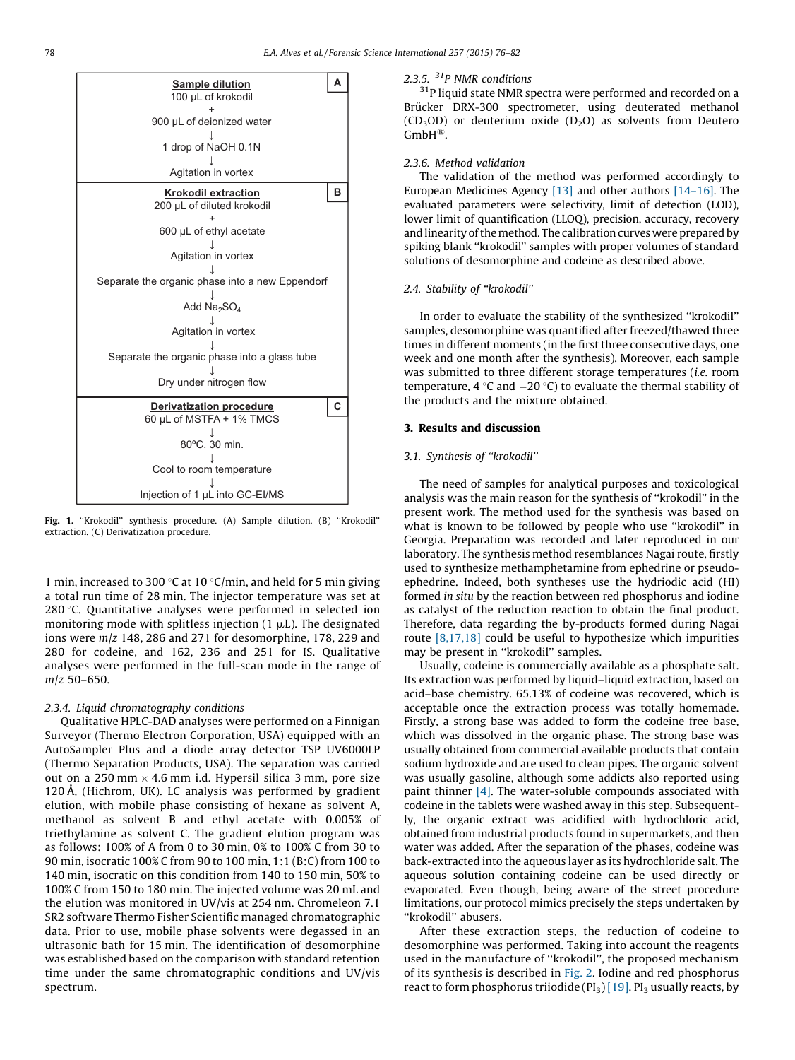**Sample dilution** (A)

100 μL of krokodil
+
900 μL of deionized water
↓
1 drop of NaOH 0.1N
↓
Agitation in vortex

**Krokodil extraction** (B)

200 μL of diluted krokodil
+
600 μL of ethyl acetate
↓
Agitation in vortex
↓
Separate the organic phase into a new Eppendorf
↓
Add $Na_2SO_4$
↓
Agitation in vortex
↓
Separate the organic phase into a glass tube
↓
Dry under nitrogen flow

**Derivatization procedure** (C)

60 μL of MSTFA + 1% TMCS
↓
80ºC, 30 min.
↓
Cool to room temperature
↓
Injection of 1 μL into GC-EI/MS

**Fig. 1.** ''Krokodil'' synthesis procedure. (A) Sample dilution. (B) ''Krokodil'' extraction. (C) Derivatization procedure.

1 min, increased to 300 °C at 10 °C/min, and held for 5 min giving a total run time of 28 min. The injector temperature was set at 280 °C. Quantitative analyses were performed in selected ion monitoring mode with splitless injection (1 μL). The designated ions were *m*/*z* 148, 286 and 271 for desomorphine, 178, 229 and 280 for codeine, and 162, 236 and 251 for IS. Qualitative analyses were performed in the full-scan mode in the range of *m*/*z* 50–650.

#### 2.3.4. Liquid chromatography conditions

Qualitative HPLC-DAD analyses were performed on a Finnigan Surveyor (Thermo Electron Corporation, USA) equipped with an AutoSampler Plus and a diode array detector TSP UV6000LP (Thermo Separation Products, USA). The separation was carried out on a 250 mm × 4.6 mm i.d. Hypersil silica 3 mm, pore size 120 Å, (Hichrom, UK). LC analysis was performed by gradient elution, with mobile phase consisting of hexane as solvent A, methanol as solvent B and ethyl acetate with 0.005% of triethylamine as solvent C. The gradient elution program was as follows: 100% of A from 0 to 30 min, 0% to 100% C from 30 to 90 min, isocratic 100% C from 90 to 100 min, 1:1 (B:C) from 100 to 140 min, isocratic on this condition from 140 to 150 min, 50% to 100% C from 150 to 180 min. The injected volume was 20 mL and the elution was monitored in UV/vis at 254 nm. Chromeleon 7.1 SR2 software Thermo Fisher Scientific managed chromatographic data. Prior to use, mobile phase solvents were degassed in an ultrasonic bath for 15 min. The identification of desomorphine was established based on the comparison with standard retention time under the same chromatographic conditions and UV/vis spectrum.

#### 2.3.5. $^{31}P$ NMR conditions

$^{31}P$ liquid state NMR spectra were performed and recorded on a Brücker DRX-300 spectrometer, using deuterated methanol ($CD_3OD$) or deuterium oxide ($D_2O$) as solvents from Deutero GmbH®.

#### 2.3.6. Method validation

The validation of the method was performed accordingly to European Medicines Agency [13] and other authors [14–16]. The evaluated parameters were selectivity, limit of detection (LOD), lower limit of quantification (LLOQ), precision, accuracy, recovery and linearity of the method. The calibration curves were prepared by spiking blank ''krokodil'' samples with proper volumes of standard solutions of desomorphine and codeine as described above.

### 2.4. Stability of ''krokodil''

In order to evaluate the stability of the synthesized ''krokodil'' samples, desomorphine was quantified after freezed/thawed three times in different moments (in the first three consecutive days, one week and one month after the synthesis). Moreover, each sample was submitted to three different storage temperatures (*i.e.* room temperature, 4 °C and −20 °C) to evaluate the thermal stability of the products and the mixture obtained.

## 3. Results and discussion

### 3.1. Synthesis of ''krokodil''

The need of samples for analytical purposes and toxicological analysis was the main reason for the synthesis of ''krokodil'' in the present work. The method used for the synthesis was based on what is known to be followed by people who use ''krokodil'' in Georgia. Preparation was recorded and later reproduced in our laboratory. The synthesis method resemblances Nagai route, firstly used to synthesize methamphetamine from ephedrine or pseudo-ephedrine. Indeed, both syntheses use the hydriodic acid (HI) formed *in situ* by the reaction between red phosphorus and iodine as catalyst of the reduction reaction to obtain the final product. Therefore, data regarding the by-products formed during Nagai route [8,17,18] could be useful to hypothesize which impurities may be present in ''krokodil'' samples.

Usually, codeine is commercially available as a phosphate salt. Its extraction was performed by liquid–liquid extraction, based on acid–base chemistry. 65.13% of codeine was recovered, which is acceptable once the extraction process was totally homemade. Firstly, a strong base was added to form the codeine free base, which was dissolved in the organic phase. The strong base was usually obtained from commercial available products that contain sodium hydroxide and are used to clean pipes. The organic solvent was usually gasoline, although some addicts also reported using paint thinner [4]. The water-soluble compounds associated with codeine in the tablets were washed away in this step. Subsequently, the organic extract was acidified with hydrochloric acid, obtained from industrial products found in supermarkets, and then water was added. After the separation of the phases, codeine was back-extracted into the aqueous layer as its hydrochloride salt. The aqueous solution containing codeine can be used directly or evaporated. Even though, being aware of the street procedure limitations, our protocol mimics precisely the steps undertaken by ''krokodil'' abusers.

After these extraction steps, the reduction of codeine to desomorphine was performed. Taking into account the reagents used in the manufacture of ''krokodil'', the proposed mechanism of its synthesis is described in Fig. 2. Iodine and red phosphorus react to form phosphorus triiodide ($PI_3$) [19]. $PI_3$ usually reacts, by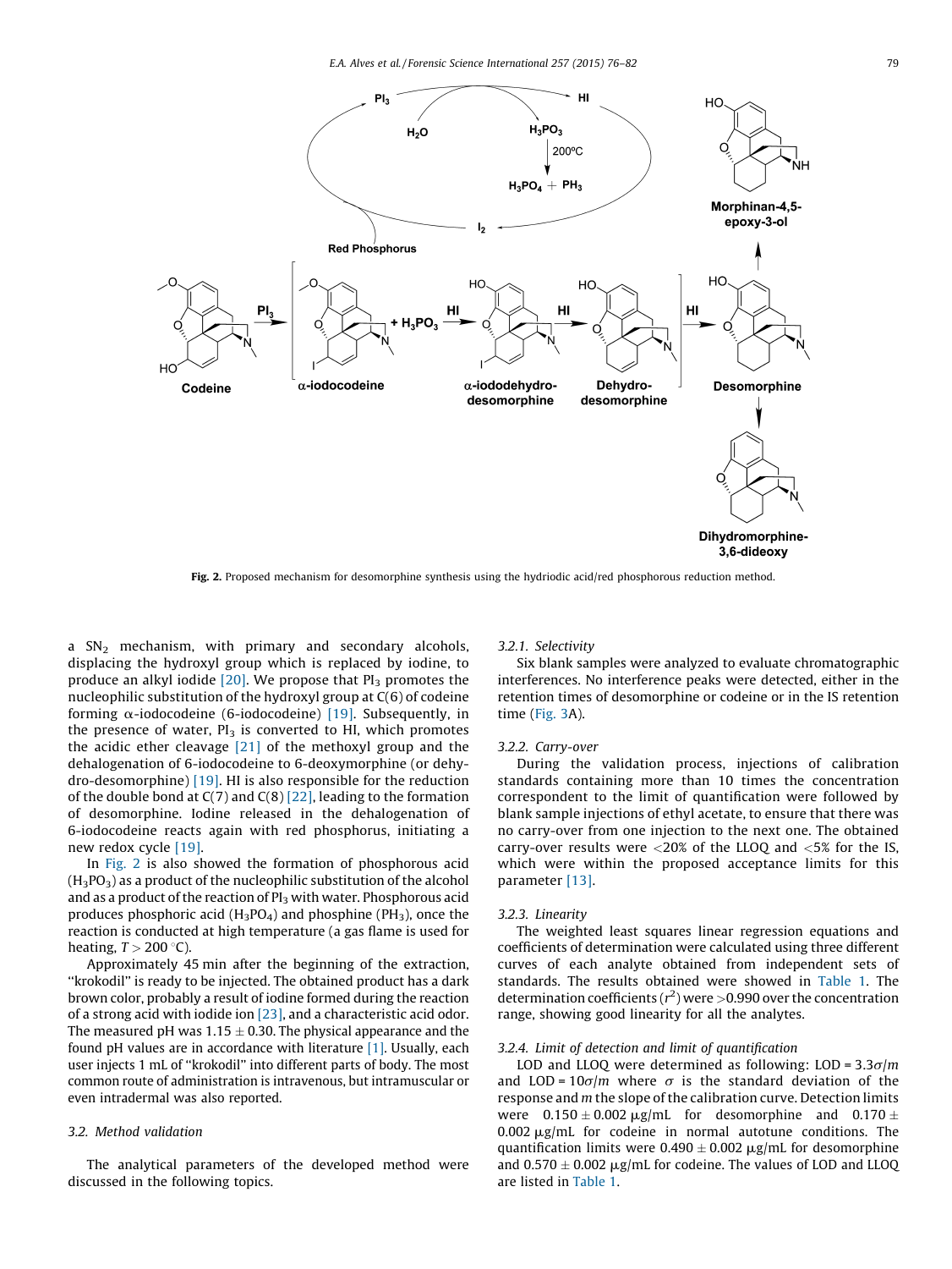Fig. 2. Proposed mechanism for desomorphine synthesis using the hydriodic acid/red phosphorous reduction method.

a $S_N2$ mechanism, with primary and secondary alcohols, displacing the hydroxyl group which is replaced by iodine, to produce an alkyl iodide [20]. We propose that $PI_3$ promotes the nucleophilic substitution of the hydroxyl group at C(6) of codeine forming α-iodocodeine (6-iodocodeine) [19]. Subsequently, in the presence of water, $PI_3$ is converted to HI, which promotes the acidic ether cleavage [21] of the methoxyl group and the dehalogenation of 6-iodocodeine to 6-deoxymorphine (or dehydro-desomorphine) [19]. HI is also responsible for the reduction of the double bond at C(7) and C(8) [22], leading to the formation of desomorphine. Iodine released in the dehalogenation of 6-iodocodeine reacts again with red phosphorus, initiating a new redox cycle [19].

In Fig. 2 is also showed the formation of phosphorous acid ($H_3PO_3$) as a product of the nucleophilic substitution of the alcohol and as a product of the reaction of $PI_3$ with water. Phosphorous acid produces phosphoric acid ($H_3PO_4$) and phosphine ($PH_3$), once the reaction is conducted at high temperature (a gas flame is used for heating, $T > 200$ °C).

Approximately 45 min after the beginning of the extraction, "krokodil" is ready to be injected. The obtained product has a dark brown color, probably a result of iodine formed during the reaction of a strong acid with iodide ion [23], and a characteristic acid odor. The measured pH was 1.15 ± 0.30. The physical appearance and the found pH values are in accordance with literature [1]. Usually, each user injects 1 mL of "krokodil" into different parts of body. The most common route of administration is intravenous, but intramuscular or even intradermal was also reported.

### 3.2. Method validation

The analytical parameters of the developed method were discussed in the following topics.

#### 3.2.1. Selectivity

Six blank samples were analyzed to evaluate chromatographic interferences. No interference peaks were detected, either in the retention times of desomorphine or codeine or in the IS retention time (Fig. 3A).

#### 3.2.2. Carry-over

During the validation process, injections of calibration standards containing more than 10 times the concentration correspondent to the limit of quantification were followed by blank sample injections of ethyl acetate, to ensure that there was no carry-over from one injection to the next one. The obtained carry-over results were <20% of the LLOQ and <5% for the IS, which were within the proposed acceptance limits for this parameter [13].

#### 3.2.3. Linearity

The weighted least squares linear regression equations and coefficients of determination were calculated using three different curves of each analyte obtained from independent sets of standards. The results obtained were showed in Table 1. The determination coefficients ($r^2$) were >0.990 over the concentration range, showing good linearity for all the analytes.

#### 3.2.4. Limit of detection and limit of quantification

LOD and LLOQ were determined as following: LOD = $3.3\sigma/m$ and LOD = $10\sigma/m$ where $\sigma$ is the standard deviation of the response and $m$ the slope of the calibration curve. Detection limits were 0.150 ± 0.002 μg/mL for desomorphine and 0.170 ± 0.002 μg/mL for codeine in normal autotune conditions. The quantification limits were 0.490 ± 0.002 μg/mL for desomorphine and 0.570 ± 0.002 μg/mL for codeine. The values of LOD and LLOQ are listed in Table 1.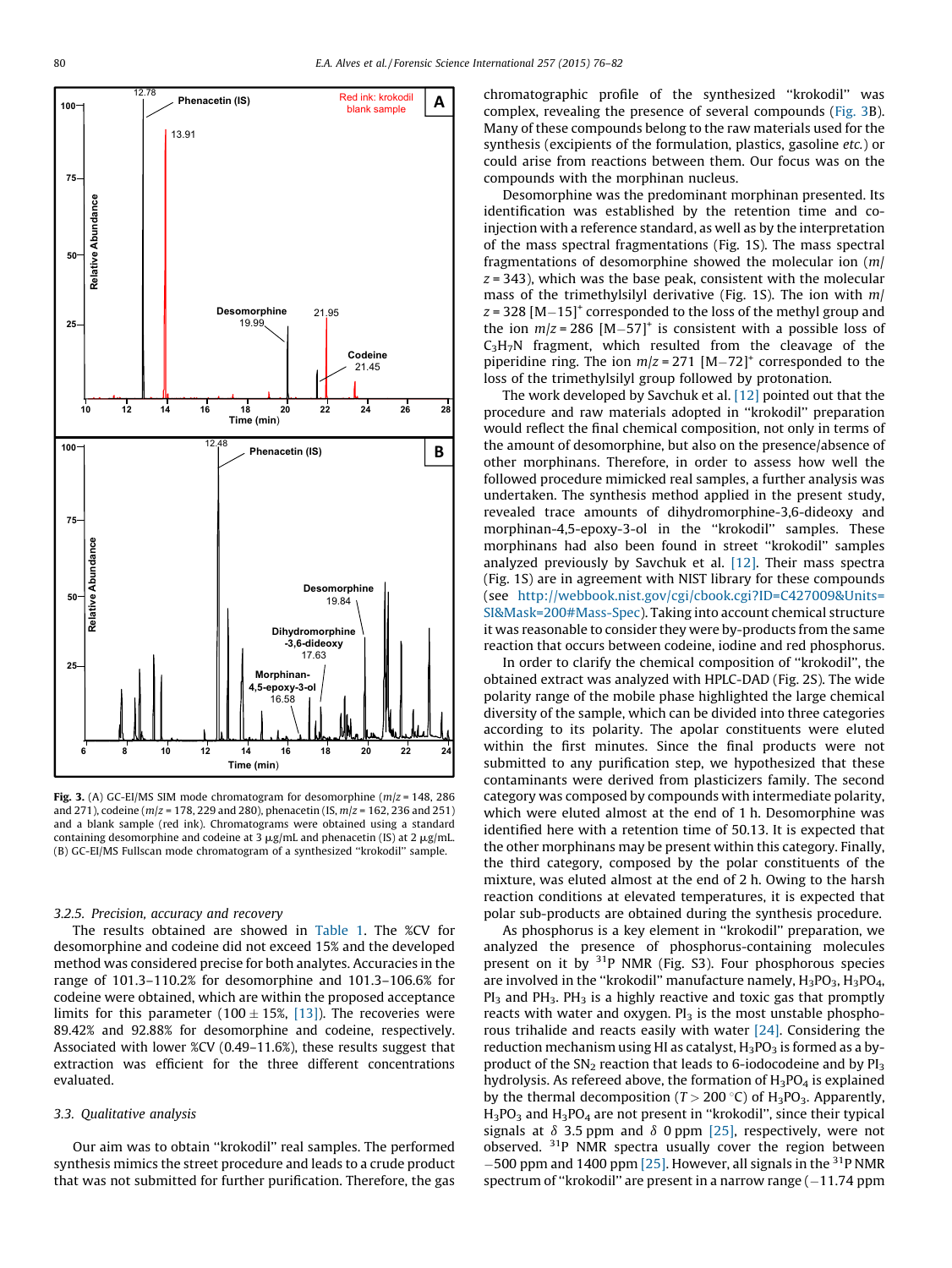**Fig. 3.** (A) GC-EI/MS SIM mode chromatogram for desomorphine ($m/z$ = 148, 286 and 271), codeine ($m/z$ = 178, 229 and 280), phenacetin (IS, $m/z$ = 162, 236 and 251) and a blank sample (red ink). Chromatograms were obtained using a standard containing desomorphine and codeine at 3 μg/mL and phenacetin (IS) at 2 μg/mL. (B) GC-EI/MS Fullscan mode chromatogram of a synthesized "krokodil" sample.

#### 3.2.5. Precision, accuracy and recovery

The results obtained are showed in Table 1. The %CV for desomorphine and codeine did not exceed 15% and the developed method was considered precise for both analytes. Accuracies in the range of 101.3–110.2% for desomorphine and 101.3–106.6% for codeine were obtained, which are within the proposed acceptance limits for this parameter (100 ± 15%, [13]). The recoveries were 89.42% and 92.88% for desomorphine and codeine, respectively. Associated with lower %CV (0.49–11.6%), these results suggest that extraction was efficient for the three different concentrations evaluated.

### 3.3. Qualitative analysis

Our aim was to obtain "krokodil" real samples. The performed synthesis mimics the street procedure and leads to a crude product that was not submitted for further purification. Therefore, the gas chromatographic profile of the synthesized "krokodil" was complex, revealing the presence of several compounds (Fig. 3B). Many of these compounds belong to the raw materials used for the synthesis (excipients of the formulation, plastics, gasoline *etc.*) or could arise from reactions between them. Our focus was on the compounds with the morphinan nucleus.

Desomorphine was the predominant morphinan presented. Its identification was established by the retention time and co-injection with a reference standard, as well as by the interpretation of the mass spectral fragmentations (Fig. 1S). The mass spectral fragmentations of desomorphine showed the molecular ion ($m/z$ = 343), which was the base peak, consistent with the molecular mass of the trimethylsilyl derivative (Fig. 1S). The ion with $m/z$ = 328 $[M-15]^+$ corresponded to the loss of the methyl group and the ion $m/z$ = 286 $[M-57]^+$ is consistent with a possible loss of $C_3H_7N$ fragment, which resulted from the cleavage of the piperidine ring. The ion $m/z$ = 271 $[M-72]^+$ corresponded to the loss of the trimethylsilyl group followed by protonation.

The work developed by Savchuk et al. [12] pointed out that the procedure and raw materials adopted in "krokodil" preparation would reflect the final chemical composition, not only in terms of the amount of desomorphine, but also on the presence/absence of other morphinans. Therefore, in order to assess how well the followed procedure mimicked real samples, a further analysis was undertaken. The synthesis method applied in the present study, revealed trace amounts of dihydromorphine-3,6-dideoxy and morphinan-4,5-epoxy-3-ol in the "krokodil" samples. These morphinans had also been found in street "krokodil" samples analyzed previously by Savchuk et al. [12]. Their mass spectra (Fig. 1S) are in agreement with NIST library for these compounds (see http://webbook.nist.gov/cgi/cbook.cgi?ID=C427009&Units=SI&Mask=200#Mass-Spec). Taking into account chemical structure it was reasonable to consider they were by-products from the same reaction that occurs between codeine, iodine and red phosphorus.

In order to clarify the chemical composition of "krokodil", the obtained extract was analyzed with HPLC-DAD (Fig. 2S). The wide polarity range of the mobile phase highlighted the large chemical diversity of the sample, which can be divided into three categories according to its polarity. The apolar constituents were eluted within the first minutes. Since the final products were not submitted to any purification step, we hypothesized that these contaminants were derived from plasticizers family. The second category was composed by compounds with intermediate polarity, which were eluted almost at the end of 1 h. Desomorphine was identified here with a retention time of 50.13. It is expected that the other morphinans may be present within this category. Finally, the third category, composed by the polar constituents of the mixture, was eluted almost at the end of 2 h. Owing to the harsh reaction conditions at elevated temperatures, it is expected that polar sub-products are obtained during the synthesis procedure.

As phosphorus is a key element in "krokodil" preparation, we analyzed the presence of phosphorus-containing molecules present on it by $^{31}P$ NMR (Fig. S3). Four phosphorous species are involved in the "krokodil" manufacture namely, $H_3PO_3$, $H_3PO_4$, $PI_3$ and $PH_3$. $PH_3$ is a highly reactive and toxic gas that promptly reacts with water and oxygen. $PI_3$ is the most unstable phosphorous trihalide and reacts easily with water [24]. Considering the reduction mechanism using HI as catalyst, $H_3PO_3$ is formed as a by-product of the $S_N2$ reaction that leads to 6-iodocodeine and by $PI_3$ hydrolysis. As refereed above, the formation of $H_3PO_4$ is explained by the thermal decomposition ($T > 200\,^{\circ}C$) of $H_3PO_3$. Apparently, $H_3PO_3$ and $H_3PO_4$ are not present in "krokodil", since their typical signals at $\delta$ 3.5 ppm and $\delta$ 0 ppm [25], respectively, were not observed. $^{31}P$ NMR spectra usually cover the region between −500 ppm and 1400 ppm [25]. However, all signals in the $^{31}P$ NMR spectrum of "krokodil" are present in a narrow range (−11.74 ppm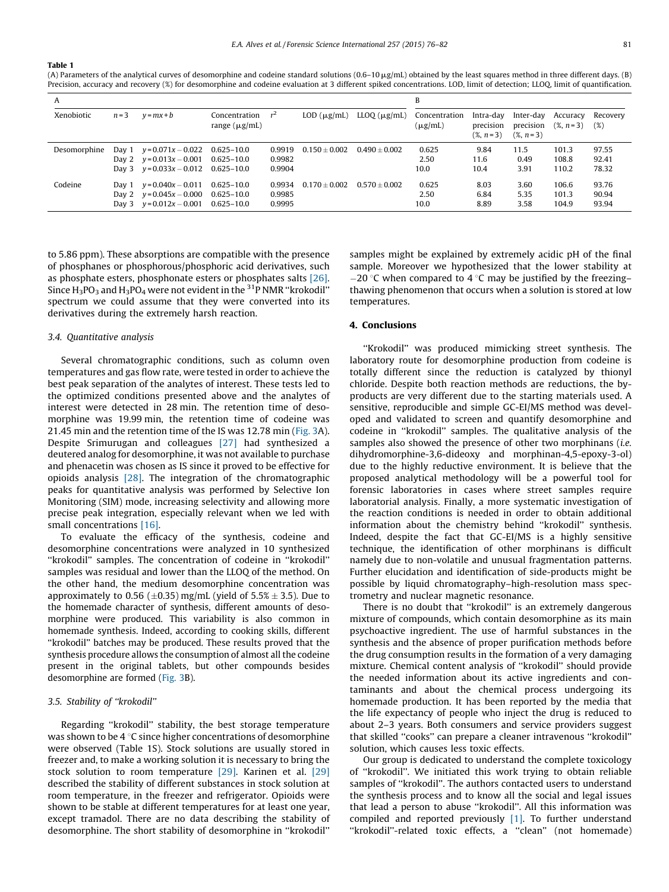**Table 1**

(A) Parameters of the analytical curves of desomorphine and codeine standard solutions (0.6–10 μg/mL) obtained by the least squares method in three different days. (B) Precision, accuracy and recovery (%) for desomorphine and codeine evaluation at 3 different spiked concentrations. LOD, limit of detection; LLOQ, limit of quantification.

| A | | | | | | | B | | | | |
|---|---|---|---|---|---|---|---|---|---|---|---|
| Xenobiotic | $n = 3$ | $y = mx + b$ | Concentration range (μg/mL) | $r^2$ | LOD (μg/mL) | LLOQ (μg/mL) | Concentration (μg/mL) | Intra-day precision (%, $n = 3$) | Inter-day precision (%, $n = 3$) | Accuracy (%, $n = 3$) | Recovery (%) |
| Desomorphine | Day 1 | $y = 0.071x - 0.022$ | 0.625–10.0 | 0.9919 | $0.150 \pm 0.002$ | $0.490 \pm 0.002$ | 0.625 | 9.84 | 11.5 | 101.3 | 97.55 |
| | Day 2 | $y = 0.013x - 0.001$ | 0.625–10.0 | 0.9982 | | | 2.50 | 11.6 | 0.49 | 108.8 | 92.41 |
| | Day 3 | $y = 0.033x - 0.012$ | 0.625–10.0 | 0.9904 | | | 10.0 | 10.4 | 3.91 | 110.2 | 78.32 |
| Codeine | Day 1 | $y = 0.040x - 0.011$ | 0.625–10.0 | 0.9934 | $0.170 \pm 0.002$ | $0.570 \pm 0.002$ | 0.625 | 8.03 | 3.60 | 106.6 | 93.76 |
| | Day 2 | $y = 0.045x - 0.000$ | 0.625–10.0 | 0.9985 | | | 2.50 | 6.84 | 5.35 | 101.3 | 90.94 |
| | Day 3 | $y = 0.012x - 0.001$ | 0.625–10.0 | 0.9995 | | | 10.0 | 8.89 | 3.58 | 104.9 | 93.94 |

to 5.86 ppm). These absorptions are compatible with the presence of phosphanes or phosphorous/phosphoric acid derivatives, such as phosphate esters, phosphonate esters or phosphates salts [26]. Since $H_3PO_3$ and $H_3PO_4$ were not evident in the $^{31}P$ NMR "krokodil" spectrum we could assume that they were converted into its derivatives during the extremely harsh reaction.

### 3.4. Quantitative analysis

Several chromatographic conditions, such as column oven temperatures and gas flow rate, were tested in order to achieve the best peak separation of the analytes of interest. These tests led to the optimized conditions presented above and the analytes of interest were detected in 28 min. The retention time of desomorphine was 19.99 min, the retention time of codeine was 21.45 min and the retention time of the IS was 12.78 min (Fig. 3A). Despite Srimurugan and colleagues [27] had synthesized a deutered analog for desomorphine, it was not available to purchase and phenacetin was chosen as IS since it proved to be effective for opioids analysis [28]. The integration of the chromatographic peaks for quantitative analysis was performed by Selective Ion Monitoring (SIM) mode, increasing selectivity and allowing more precise peak integration, especially relevant when we led with small concentrations [16].

To evaluate the efficacy of the synthesis, codeine and desomorphine concentrations were analyzed in 10 synthesized "krokodil" samples. The concentration of codeine in "krokodil" samples was residual and lower than the LLOQ of the method. On the other hand, the medium desomorphine concentration was approximately to 0.56 ($\pm$0.35) mg/mL (yield of 5.5% $\pm$ 3.5). Due to the homemade character of synthesis, different amounts of desomorphine were produced. This variability is also common in homemade synthesis. Indeed, according to cooking skills, different "krokodil" batches may be produced. These results proved that the synthesis procedure allows the consumption of almost all the codeine present in the original tablets, but other compounds besides desomorphine are formed (Fig. 3B).

### 3.5. Stability of "krokodil"

Regarding "krokodil" stability, the best storage temperature was shown to be 4 °C since higher concentrations of desomorphine were observed (Table 1S). Stock solutions are usually stored in freezer and, to make a working solution it is necessary to bring the stock solution to room temperature [29]. Karinen et al. [29] described the stability of different substances in stock solution at room temperature, in the freezer and refrigerator. Opioids were shown to be stable at different temperatures for at least one year, except tramadol. There are no data describing the stability of desomorphine. The short stability of desomorphine in "krokodil" samples might be explained by extremely acidic pH of the final sample. Moreover we hypothesized that the lower stability at −20 °C when compared to 4 °C may be justified by the freezing–thawing phenomenon that occurs when a solution is stored at low temperatures.

## 4. Conclusions

"Krokodil" was produced mimicking street synthesis. The laboratory route for desomorphine production from codeine is totally different since the reduction is catalyzed by thionyl chloride. Despite both reaction methods are reductions, the by-products are very different due to the starting materials used. A sensitive, reproducible and simple GC-EI/MS method was developed and validated to screen and quantify desomorphine and codeine in "krokodil" samples. The qualitative analysis of the samples also showed the presence of other two morphinans (*i.e.* dihydromorphine-3,6-dideoxy and morphinan-4,5-epoxy-3-ol) due to the highly reductive environment. It is believe that the proposed analytical methodology will be a powerful tool for forensic laboratories in cases where street samples require laboratorial analysis. Finally, a more systematic investigation of the reaction conditions is needed in order to obtain additional information about the chemistry behind "krokodil" synthesis. Indeed, despite the fact that GC-EI/MS is a highly sensitive technique, the identification of other morphinans is difficult namely due to non-volatile and unusual fragmentation patterns. Further elucidation and identification of side-products might be possible by liquid chromatography–high-resolution mass spectrometry and nuclear magnetic resonance.

There is no doubt that "krokodil" is an extremely dangerous mixture of compounds, which contain desomorphine as its main psychoactive ingredient. The use of harmful substances in the synthesis and the absence of proper purification methods before the drug consumption results in the formation of a very damaging mixture. Chemical content analysis of "krokodil" should provide the needed information about its active ingredients and contaminants and about the chemical process undergoing its homemade production. It has been reported by the media that the life expectancy of people who inject the drug is reduced to about 2–3 years. Both consumers and service providers suggest that skilled "cooks" can prepare a cleaner intravenous "krokodil" solution, which causes less toxic effects.

Our group is dedicated to understand the complete toxicology of "krokodil". We initiated this work trying to obtain reliable samples of "krokodil". The authors contacted users to understand the synthesis process and to know all the social and legal issues that lead a person to abuse "krokodil". All this information was compiled and reported previously [1]. To further understand "krokodil"-related toxic effects, a "clean" (not homemade)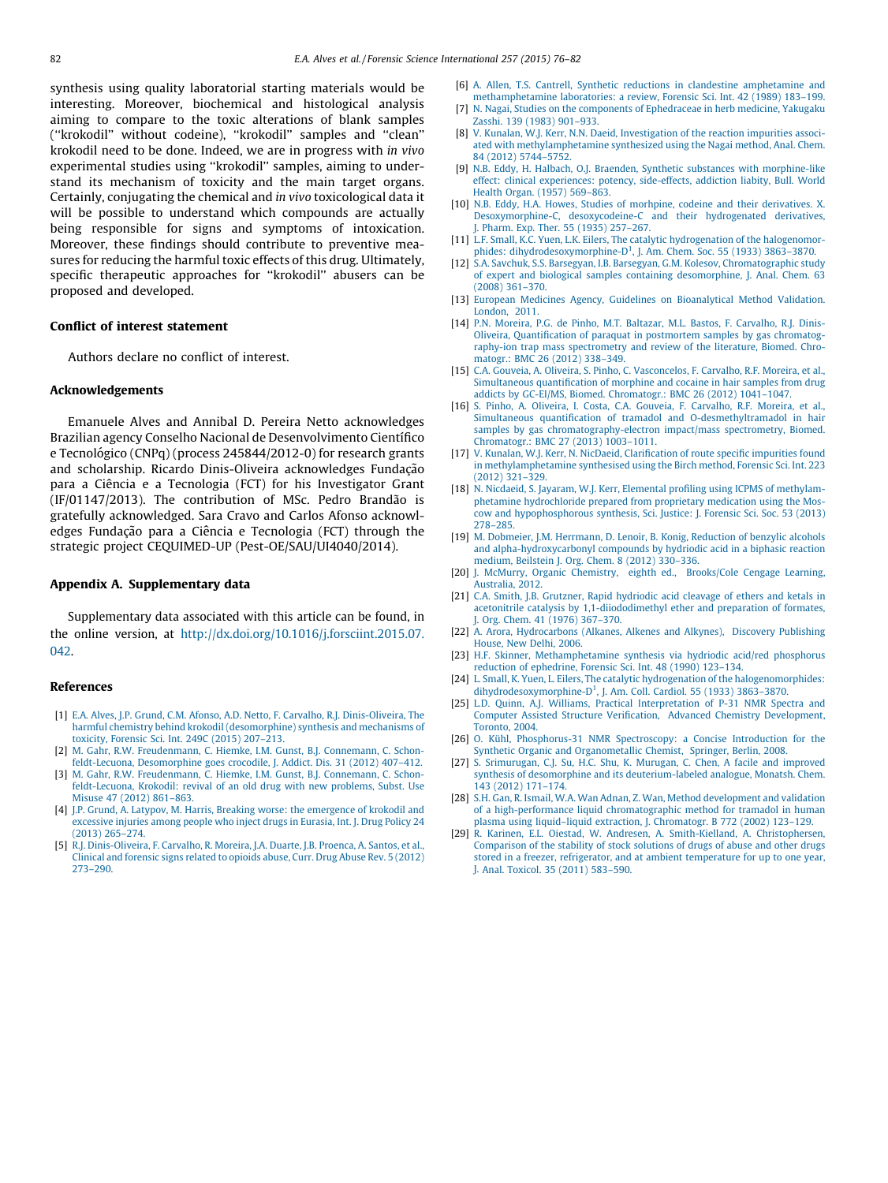synthesis using quality laboratorial starting materials would be interesting. Moreover, biochemical and histological analysis aiming to compare to the toxic alterations of blank samples (''krokodil'' without codeine), ''krokodil'' samples and ''clean'' krokodil need to be done. Indeed, we are in progress with *in vivo* experimental studies using ''krokodil'' samples, aiming to understand its mechanism of toxicity and the main target organs. Certainly, conjugating the chemical and *in vivo* toxicological data it will be possible to understand which compounds are actually being responsible for signs and symptoms of intoxication. Moreover, these findings should contribute to preventive measures for reducing the harmful toxic effects of this drug. Ultimately, specific therapeutic approaches for ''krokodil'' abusers can be proposed and developed.

## Conflict of interest statement

Authors declare no conflict of interest.

## Acknowledgements

Emanuele Alves and Annibal D. Pereira Netto acknowledges Brazilian agency Conselho Nacional de Desenvolvimento Científico e Tecnológico (CNPq) (process 245844/2012-0) for research grants and scholarship. Ricardo Dinis-Oliveira acknowledges Fundação para a Ciência e a Tecnologia (FCT) for his Investigator Grant (IF/01147/2013). The contribution of MSc. Pedro Brandão is gratefully acknowledged. Sara Cravo and Carlos Afonso acknowledges Fundação para a Ciência e Tecnologia (FCT) through the strategic project CEQUIMED-UP (Pest-OE/SAU/UI4040/2014).

## Appendix A. Supplementary data

Supplementary data associated with this article can be found, in the online version, at http://dx.doi.org/10.1016/j.forsciint.2015.07.042.

## References

[1] E.A. Alves, J.P. Grund, C.M. Afonso, A.D. Netto, F. Carvalho, R.J. Dinis-Oliveira, The harmful chemistry behind krokodil (desomorphine) synthesis and mechanisms of toxicity, Forensic Sci. Int. 249C (2015) 207–213.

[2] M. Gahr, R.W. Freudenmann, C. Hiemke, I.M. Gunst, B.J. Connemann, C. Schonfeldt-Lecuona, Desomorphine goes crocodile, J. Addict. Dis. 31 (2012) 407–412.

[3] M. Gahr, R.W. Freudenmann, C. Hiemke, I.M. Gunst, B.J. Connemann, C. Schonfeldt-Lecuona, Krokodil: revival of an old drug with new problems, Subst. Use Misuse 47 (2012) 861–863.

[4] J.P. Grund, A. Latypov, M. Harris, Breaking worse: the emergence of krokodil and excessive injuries among people who inject drugs in Eurasia, Int. J. Drug Policy 24 (2013) 265–274.

[5] R.J. Dinis-Oliveira, F. Carvalho, R. Moreira, J.A. Duarte, J.B. Proenca, A. Santos, et al., Clinical and forensic signs related to opioids abuse, Curr. Drug Abuse Rev. 5 (2012) 273–290.

[6] A. Allen, T.S. Cantrell, Synthetic reductions in clandestine amphetamine and methamphetamine laboratories: a review, Forensic Sci. Int. 42 (1989) 183–199.

[7] N. Nagai, Studies on the components of Ephedraceae in herb medicine, Yakugaku Zasshi. 139 (1983) 901–933.

[8] V. Kunalan, W.J. Kerr, N.N. Daeid, Investigation of the reaction impurities associated with methylamphetamine synthesized using the Nagai method, Anal. Chem. 84 (2012) 5744–5752.

[9] N.B. Eddy, H. Halbach, O.J. Braenden, Synthetic substances with morphine-like effect: clinical experiences: potency, side-effects, addiction liabity, Bull. World Health Organ. (1957) 569–863.

[10] N.B. Eddy, H.A. Howes, Studies of morphine, codeine and their derivatives. X. Desoxymorphine-C, desoxycodeine-C and their hydrogenated derivatives, J. Pharm. Exp. Ther. 55 (1935) 257–267.

[11] L.F. Small, K.C. Yuen, L.K. Eilers, The catalytic hydrogenation of the halogenomorphides: dihydrodesoxymorphine-D[1], J. Am. Chem. Soc. 55 (1933) 3863–3870.

[12] S.A. Savchuk, S.S. Barsegyan, I.B. Barsegyan, G.M. Kolesov, Chromatographic study of expert and biological samples containing desomorphine, J. Anal. Chem. 63 (2008) 361–370.

[13] European Medicines Agency, Guidelines on Bioanalytical Method Validation. London, 2011.

[14] P.N. Moreira, P.G. de Pinho, M.T. Baltazar, M.L. Bastos, F. Carvalho, R.J. Dinis-Oliveira, Quantification of paraquat in postmortem samples by gas chromatography-ion trap mass spectrometry and review of the literature, Biomed. Chromatogr.: BMC 26 (2012) 338–349.

[15] C.A. Gouveia, A. Oliveira, S. Pinho, C. Vasconcelos, F. Carvalho, R.F. Moreira, et al., Simultaneous quantification of morphine and cocaine in hair samples from drug addicts by GC-EI/MS, Biomed. Chromatogr.: BMC 26 (2012) 1041–1047.

[16] S. Pinho, A. Oliveira, I. Costa, C.A. Gouveia, F. Carvalho, R.F. Moreira, et al., Simultaneous quantification of tramadol and O-desmethyltramadol in hair samples by gas chromatography-electron impact/mass spectrometry, Biomed. Chromatogr.: BMC 27 (2013) 1003–1011.

[17] V. Kunalan, W.J. Kerr, N. NicDaeid, Clarification of route specific impurities found in methylamphetamine synthesised using the Birch method, Forensic Sci. Int. 223 (2012) 321–329.

[18] N. Nicdaeid, S. Jayaram, W.J. Kerr, Elemental profiling using ICPMS of methylamphetamine hydrochloride prepared from proprietary medication using the Moscow and hypophosphorous synthesis, Sci. Justice: J. Forensic Sci. Soc. 53 (2013) 278–285.

[19] M. Dobmeier, J.M. Herrmann, D. Lenoir, B. Konig, Reduction of benzylic alcohols and alpha-hydroxycarbonyl compounds by hydriodic acid in a biphasic reaction medium, Beilstein J. Org. Chem. 8 (2012) 330–336.

[20] J. McMurry, Organic Chemistry, eighth ed., Brooks/Cole Cengage Learning, Australia, 2012.

[21] C.A. Smith, J.B. Grutzner, Rapid hydriodic acid cleavage of ethers and ketals in acetonitrile catalysis by 1,1-diiododimethyl ether and preparation of formates, J. Org. Chem. 41 (1976) 367–370.

[22] A. Arora, Hydrocarbons (Alkanes, Alkenes and Alkynes), Discovery Publishing House, New Delhi, 2006.

[23] H.F. Skinner, Methamphetamine synthesis via hydriodic acid/red phosphorus reduction of ephedrine, Forensic Sci. Int. 48 (1990) 123–134.

[24] L. Small, K. Yuen, L. Eilers, The catalytic hydrogenation of the halogenomorphides: dihydrodesoxymorphine-D[1], J. Am. Coll. Cardiol. 55 (1933) 3863–3870.

[25] L.D. Quinn, A.J. Williams, Practical Interpretation of P-31 NMR Spectra and Computer Assisted Structure Verification, Advanced Chemistry Development, Toronto, 2004.

[26] O. Kühl, Phosphorus-31 NMR Spectroscopy: a Concise Introduction for the Synthetic Organic and Organometallic Chemist, Springer, Berlin, 2008.

[27] S. Srimurugan, C.J. Su, H.C. Shu, K. Murugan, C. Chen, A facile and improved synthesis of desomorphine and its deuterium-labeled analogue, Monatsh. Chem. 143 (2012) 171–174.

[28] S.H. Gan, R. Ismail, W.A. Wan Adnan, Z. Wan, Method development and validation of a high-performance liquid chromatographic method for tramadol in human plasma using liquid–liquid extraction, J. Chromatogr. B 772 (2002) 123–129.

[29] R. Karinen, E.L. Oiestad, W. Andresen, A. Smith-Kielland, A. Christophersen, Comparison of the stability of stock solutions of drugs of abuse and other drugs stored in a freezer, refrigerator, and at ambient temperature for up to one year, J. Anal. Toxicol. 35 (2011) 583–590.